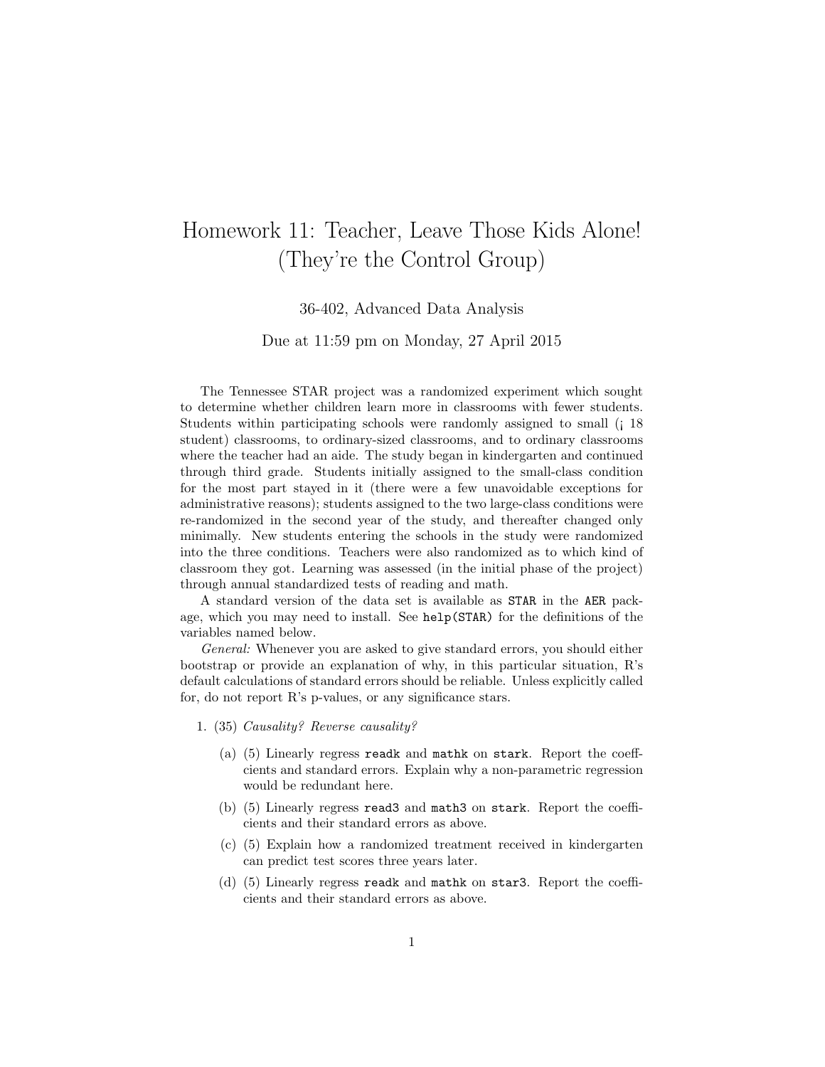# Homework 11: Teacher, Leave Those Kids Alone! (They're the Control Group)

36-402, Advanced Data Analysis

Due at 11:59 pm on Monday, 27 April 2015

The Tennessee STAR project was a randomized experiment which sought to determine whether children learn more in classrooms with fewer students. Students within participating schools were randomly assigned to small (¡ 18 student) classrooms, to ordinary-sized classrooms, and to ordinary classrooms where the teacher had an aide. The study began in kindergarten and continued through third grade. Students initially assigned to the small-class condition for the most part stayed in it (there were a few unavoidable exceptions for administrative reasons); students assigned to the two large-class conditions were re-randomized in the second year of the study, and thereafter changed only minimally. New students entering the schools in the study were randomized into the three conditions. Teachers were also randomized as to which kind of classroom they got. Learning was assessed (in the initial phase of the project) through annual standardized tests of reading and math.

A standard version of the data set is available as `STAR` in the `AER` package, which you may need to install. See `help(STAR)` for the definitions of the variables named below.

*General:* Whenever you are asked to give standard errors, you should either bootstrap or provide an explanation of why, in this particular situation, R's default calculations of standard errors should be reliable. Unless explicitly called for, do not report R's p-values, or any significance stars.

1. (35) *Causality? Reverse causality?*

   (a) (5) Linearly regress `readk` and `mathk` on `stark`. Report the coeffcients and standard errors. Explain why a non-parametric regression would be redundant here.

   (b) (5) Linearly regress `read3` and `math3` on `stark`. Report the coefficients and their standard errors as above.

   (c) (5) Explain how a randomized treatment received in kindergarten can predict test scores three years later.

   (d) (5) Linearly regress `readk` and `mathk` on `star3`. Report the coefficients and their standard errors as above.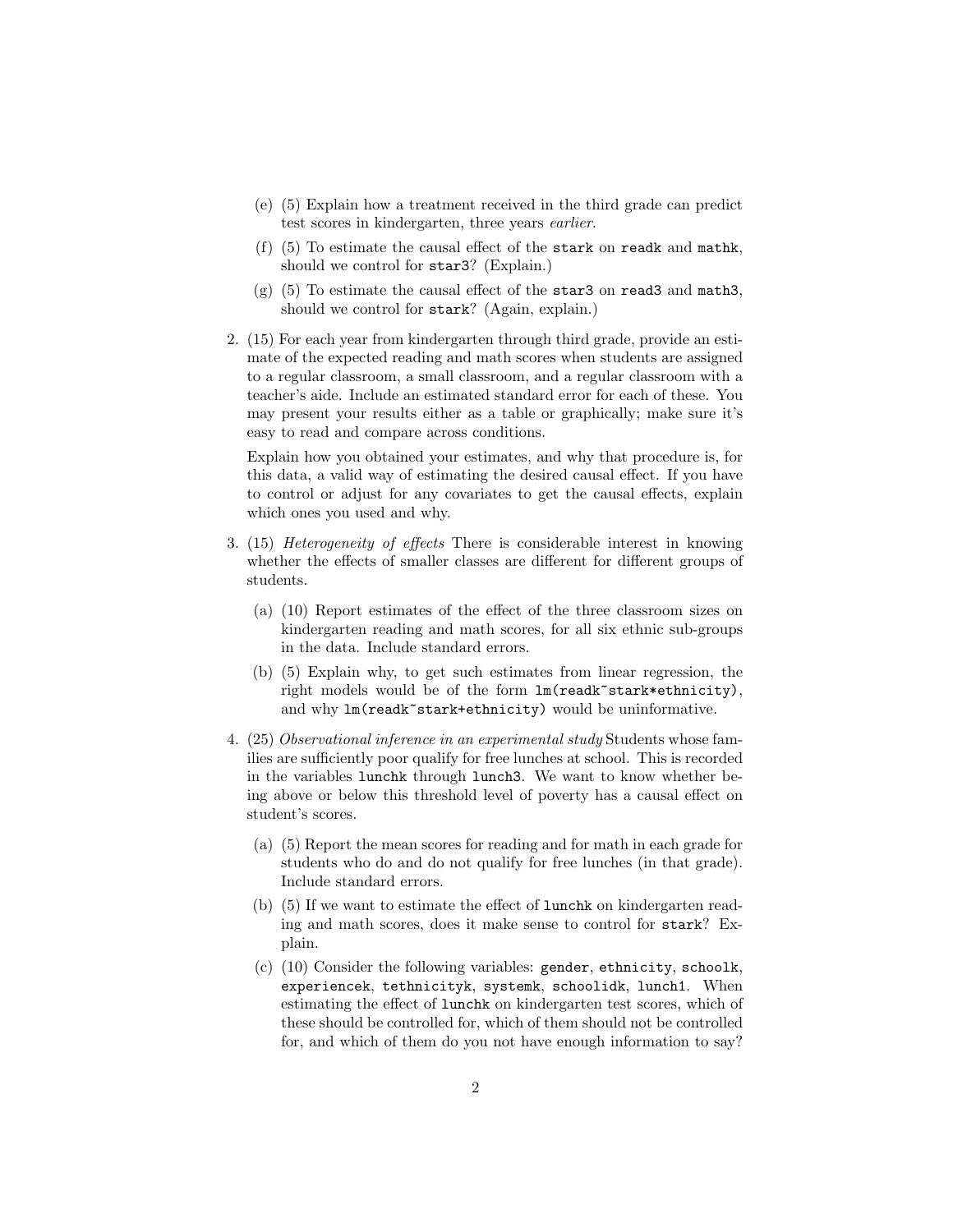(e) (5) Explain how a treatment received in the third grade can predict test scores in kindergarten, three years *earlier*.

(f) (5) To estimate the causal effect of the `stark` on `readk` and `mathk`, should we control for `star3`? (Explain.)

(g) (5) To estimate the causal effect of the `star3` on `read3` and `math3`, should we control for `stark`? (Again, explain.)

2. (15) For each year from kindergarten through third grade, provide an estimate of the expected reading and math scores when students are assigned to a regular classroom, a small classroom, and a regular classroom with a teacher's aide. Include an estimated standard error for each of these. You may present your results either as a table or graphically; make sure it's easy to read and compare across conditions.

   Explain how you obtained your estimates, and why that procedure is, for this data, a valid way of estimating the desired causal effect. If you have to control or adjust for any covariates to get the causal effects, explain which ones you used and why.

3. (15) *Heterogeneity of effects* There is considerable interest in knowing whether the effects of smaller classes are different for different groups of students.

   (a) (10) Report estimates of the effect of the three classroom sizes on kindergarten reading and math scores, for all six ethnic sub-groups in the data. Include standard errors.

   (b) (5) Explain why, to get such estimates from linear regression, the right models would be of the form `lm(readk~stark*ethnicity)`, and why `lm(readk~stark+ethnicity)` would be uninformative.

4. (25) *Observational inference in an experimental study* Students whose families are sufficiently poor qualify for free lunches at school. This is recorded in the variables `lunchk` through `lunch3`. We want to know whether being above or below this threshold level of poverty has a causal effect on student's scores.

   (a) (5) Report the mean scores for reading and for math in each grade for students who do and do not qualify for free lunches (in that grade). Include standard errors.

   (b) (5) If we want to estimate the effect of `lunchk` on kindergarten reading and math scores, does it make sense to control for `stark`? Explain.

   (c) (10) Consider the following variables: `gender`, `ethnicity`, `schoolk`, `experiencek`, `tethnicityk`, `systemk`, `schoolidk`, `lunch1`. When estimating the effect of `lunchk` on kindergarten test scores, which of these should be controlled for, which of them should not be controlled for, and which of them do you not have enough information to say?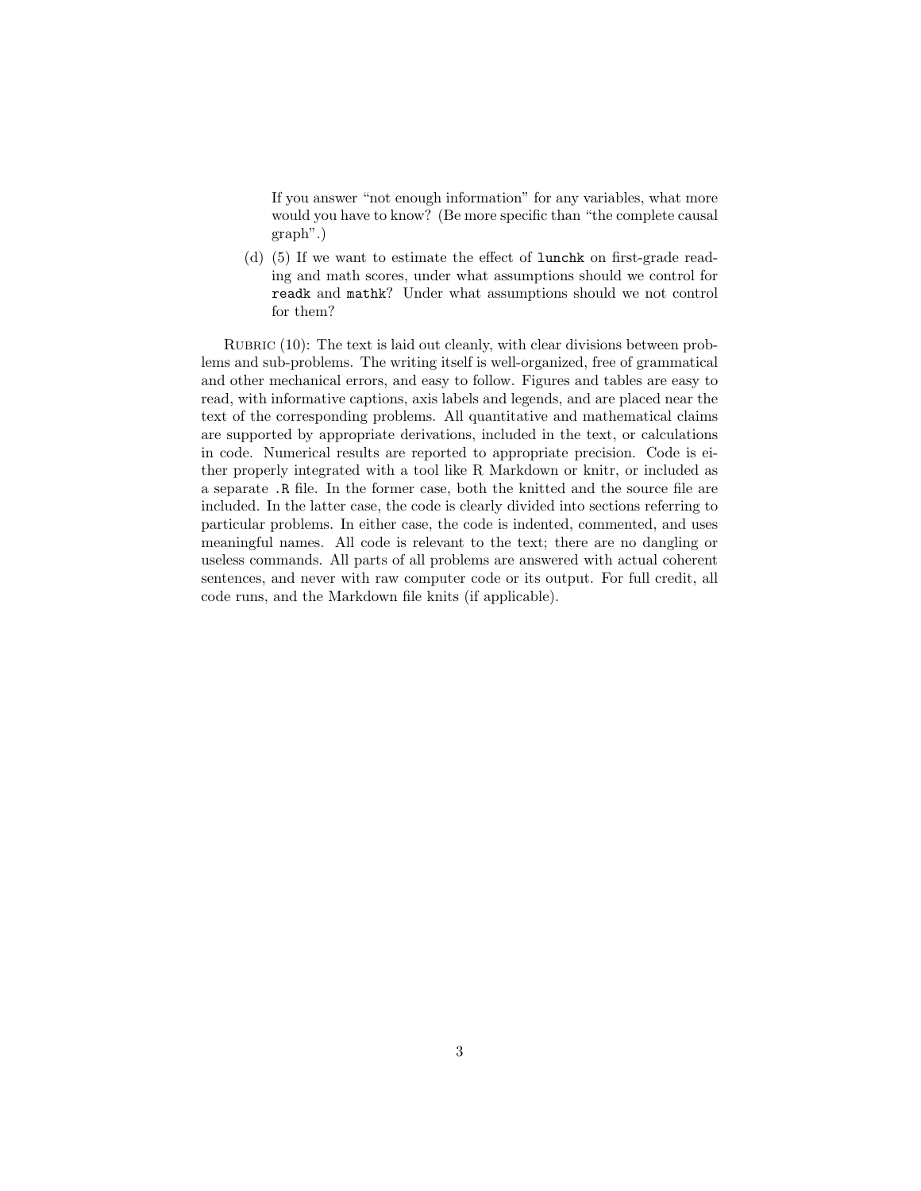If you answer "not enough information" for any variables, what more would you have to know? (Be more specific than "the complete causal graph".)

(d) (5) If we want to estimate the effect of `lunchk` on first-grade reading and math scores, under what assumptions should we control for `readk` and `mathk`? Under what assumptions should we not control for them?

Rubric (10): The text is laid out cleanly, with clear divisions between problems and sub-problems. The writing itself is well-organized, free of grammatical and other mechanical errors, and easy to follow. Figures and tables are easy to read, with informative captions, axis labels and legends, and are placed near the text of the corresponding problems. All quantitative and mathematical claims are supported by appropriate derivations, included in the text, or calculations in code. Numerical results are reported to appropriate precision. Code is either properly integrated with a tool like R Markdown or knitr, or included as a separate `.R` file. In the former case, both the knitted and the source file are included. In the latter case, the code is clearly divided into sections referring to particular problems. In either case, the code is indented, commented, and uses meaningful names. All code is relevant to the text; there are no dangling or useless commands. All parts of all problems are answered with actual coherent sentences, and never with raw computer code or its output. For full credit, all code runs, and the Markdown file knits (if applicable).